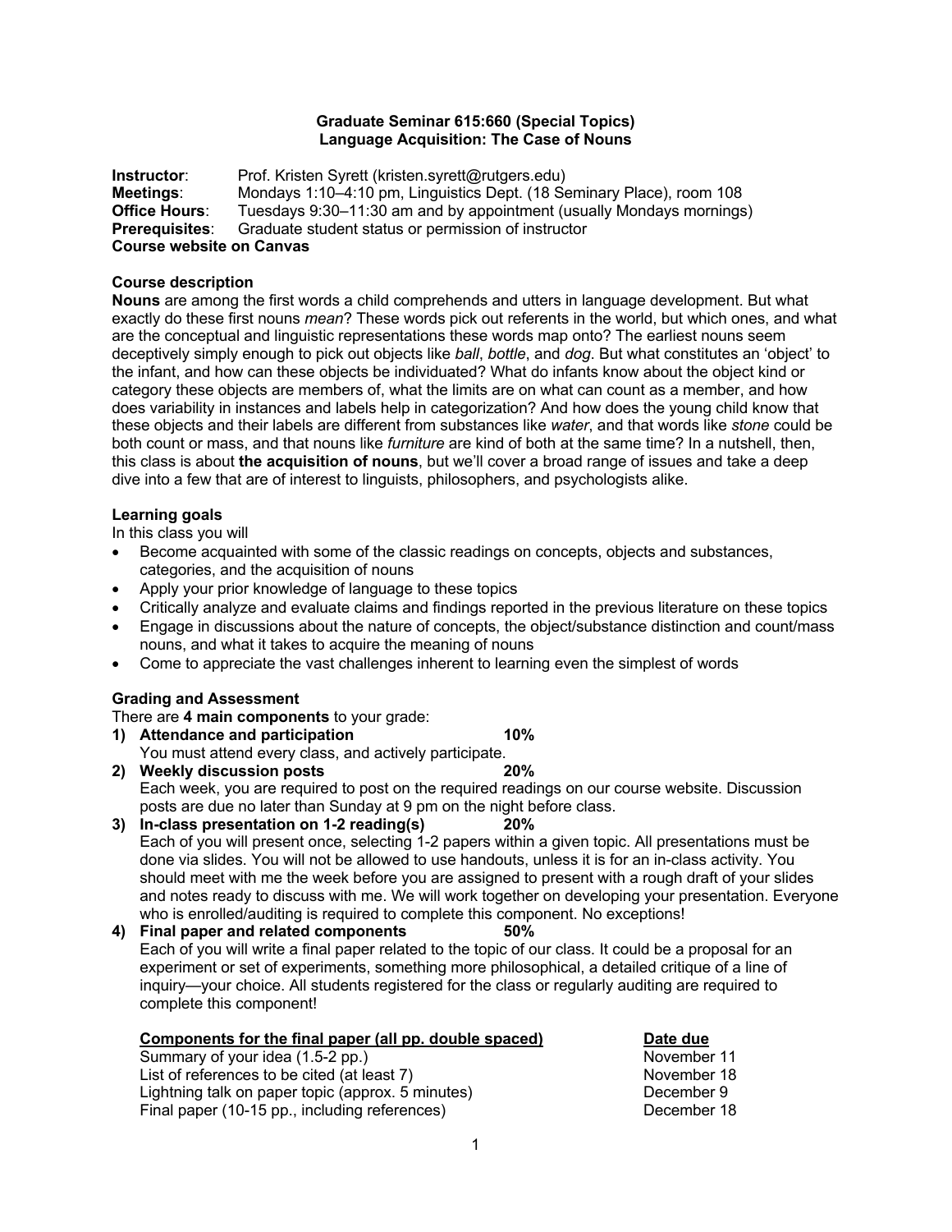# Graduate Seminar 615:660 (Special Topics)
## Language Acquisition: The Case of Nouns

**Instructor**: Prof. Kristen Syrett (kristen.syrett@rutgers.edu)
**Meetings**: Mondays 1:10–4:10 pm, Linguistics Dept. (18 Seminary Place), room 108
**Office Hours**: Tuesdays 9:30–11:30 am and by appointment (usually Mondays mornings)
**Prerequisites**: Graduate student status or permission of instructor
**Course website on Canvas**

### Course description

**Nouns** are among the first words a child comprehends and utters in language development. But what exactly do these first nouns *mean*? These words pick out referents in the world, but which ones, and what are the conceptual and linguistic representations these words map onto? The earliest nouns seem deceptively simply enough to pick out objects like *ball*, *bottle*, and *dog*. But what constitutes an 'object' to the infant, and how can these objects be individuated? What do infants know about the object kind or category these objects are members of, what the limits are on what can count as a member, and how does variability in instances and labels help in categorization? And how does the young child know that these objects and their labels are different from substances like *water*, and that words like *stone* could be both count or mass, and that nouns like *furniture* are kind of both at the same time? In a nutshell, then, this class is about **the acquisition of nouns**, but we'll cover a broad range of issues and take a deep dive into a few that are of interest to linguists, philosophers, and psychologists alike.

### Learning goals

In this class you will

- Become acquainted with some of the classic readings on concepts, objects and substances, categories, and the acquisition of nouns
- Apply your prior knowledge of language to these topics
- Critically analyze and evaluate claims and findings reported in the previous literature on these topics
- Engage in discussions about the nature of concepts, the object/substance distinction and count/mass nouns, and what it takes to acquire the meaning of nouns
- Come to appreciate the vast challenges inherent to learning even the simplest of words

### Grading and Assessment

There are **4 main components** to your grade:

1) **Attendance and participation** **10%**
   You must attend every class, and actively participate.
2) **Weekly discussion posts** **20%**
   Each week, you are required to post on the required readings on our course website. Discussion posts are due no later than Sunday at 9 pm on the night before class.
3) **In-class presentation on 1-2 reading(s)** **20%**
   Each of you will present once, selecting 1-2 papers within a given topic. All presentations must be done via slides. You will not be allowed to use handouts, unless it is for an in-class activity. You should meet with me the week before you are assigned to present with a rough draft of your slides and notes ready to discuss with me. We will work together on developing your presentation. Everyone who is enrolled/auditing is required to complete this component. No exceptions!
4) **Final paper and related components** **50%**
   Each of you will write a final paper related to the topic of our class. It could be a proposal for an experiment or set of experiments, something more philosophical, a detailed critique of a line of inquiry—your choice. All students registered for the class or regularly auditing are required to complete this component!

| Components for the final paper (all pp. double spaced) | Date due |
|---|---|
| Summary of your idea (1.5-2 pp.) | November 11 |
| List of references to be cited (at least 7) | November 18 |
| Lightning talk on paper topic (approx. 5 minutes) | December 9 |
| Final paper (10-15 pp., including references) | December 18 |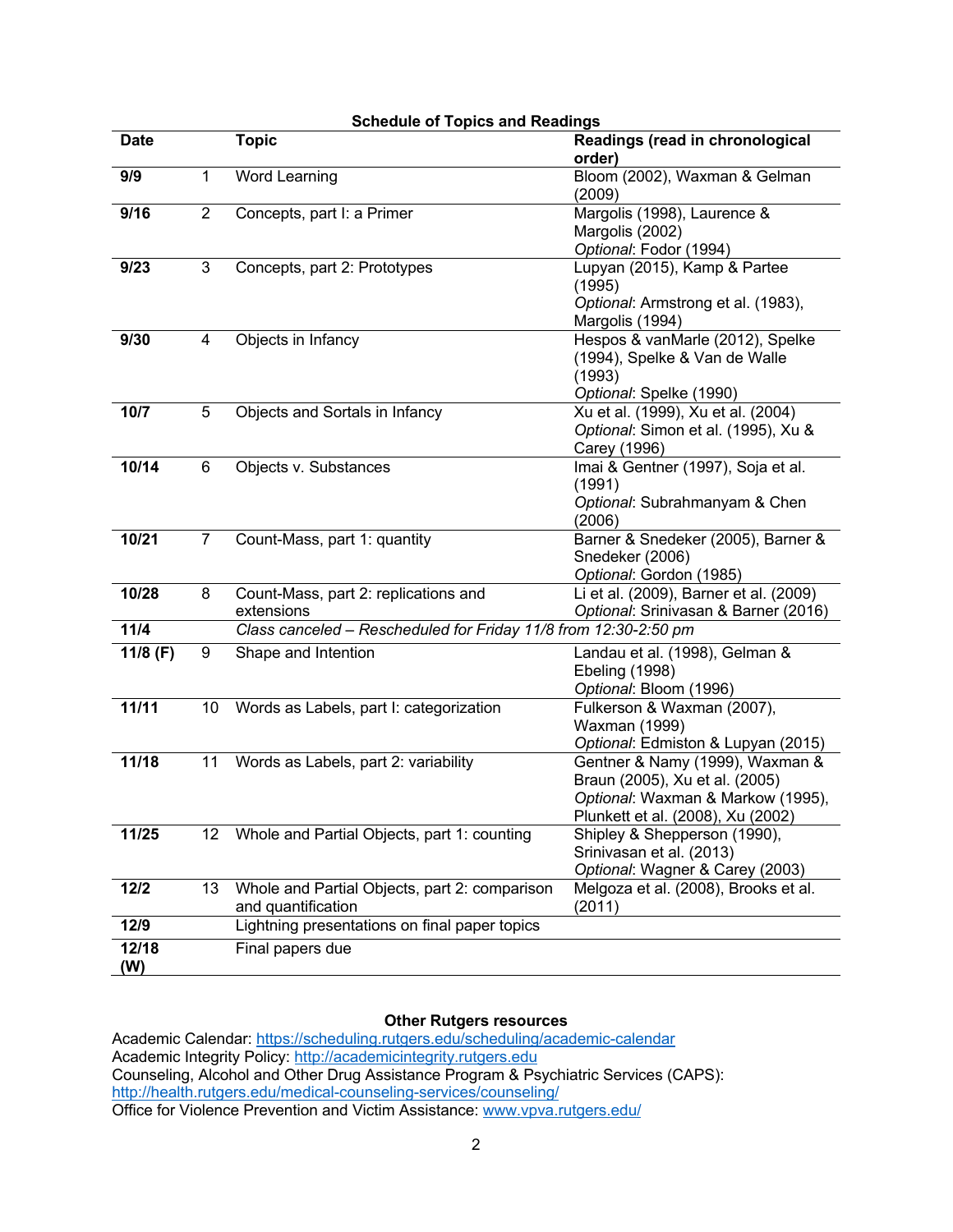**Schedule of Topics and Readings**

| Date | | Topic | Readings (read in chronological order) |
|---|---|---|---|
| **9/9** | 1 | Word Learning | Bloom (2002), Waxman & Gelman (2009) |
| **9/16** | 2 | Concepts, part I: a Primer | Margolis (1998), Laurence & Margolis (2002)<br>*Optional*: Fodor (1994) |
| **9/23** | 3 | Concepts, part 2: Prototypes | Lupyan (2015), Kamp & Partee (1995)<br>*Optional*: Armstrong et al. (1983), Margolis (1994) |
| **9/30** | 4 | Objects in Infancy | Hespos & vanMarle (2012), Spelke (1994), Spelke & Van de Walle (1993)<br>*Optional*: Spelke (1990) |
| **10/7** | 5 | Objects and Sortals in Infancy | Xu et al. (1999), Xu et al. (2004)<br>*Optional*: Simon et al. (1995), Xu & Carey (1996) |
| **10/14** | 6 | Objects v. Substances | Imai & Gentner (1997), Soja et al. (1991)<br>*Optional*: Subrahmanyam & Chen (2006) |
| **10/21** | 7 | Count-Mass, part 1: quantity | Barner & Snedeker (2005), Barner & Snedeker (2006)<br>*Optional*: Gordon (1985) |
| **10/28** | 8 | Count-Mass, part 2: replications and extensions | Li et al. (2009), Barner et al. (2009)<br>*Optional*: Srinivasan & Barner (2016) |
| **11/4** | | *Class canceled – Rescheduled for Friday 11/8 from 12:30-2:50 pm* | |
| **11/8 (F)** | 9 | Shape and Intention | Landau et al. (1998), Gelman & Ebeling (1998)<br>*Optional*: Bloom (1996) |
| **11/11** | 10 | Words as Labels, part I: categorization | Fulkerson & Waxman (2007), Waxman (1999)<br>*Optional*: Edmiston & Lupyan (2015) |
| **11/18** | 11 | Words as Labels, part 2: variability | Gentner & Namy (1999), Waxman & Braun (2005), Xu et al. (2005)<br>*Optional*: Waxman & Markow (1995), Plunkett et al. (2008), Xu (2002) |
| **11/25** | 12 | Whole and Partial Objects, part 1: counting | Shipley & Shepperson (1990), Srinivasan et al. (2013)<br>*Optional*: Wagner & Carey (2003) |
| **12/2** | 13 | Whole and Partial Objects, part 2: comparison and quantification | Melgoza et al. (2008), Brooks et al. (2011) |
| **12/9** | | Lightning presentations on final paper topics | |
| **12/18 (W)** | | Final papers due | |

**Other Rutgers resources**

Academic Calendar: https://scheduling.rutgers.edu/scheduling/academic-calendar
Academic Integrity Policy: http://academicintegrity.rutgers.edu
Counseling, Alcohol and Other Drug Assistance Program & Psychiatric Services (CAPS): http://health.rutgers.edu/medical-counseling-services/counseling/
Office for Violence Prevention and Victim Assistance: www.vpva.rutgers.edu/